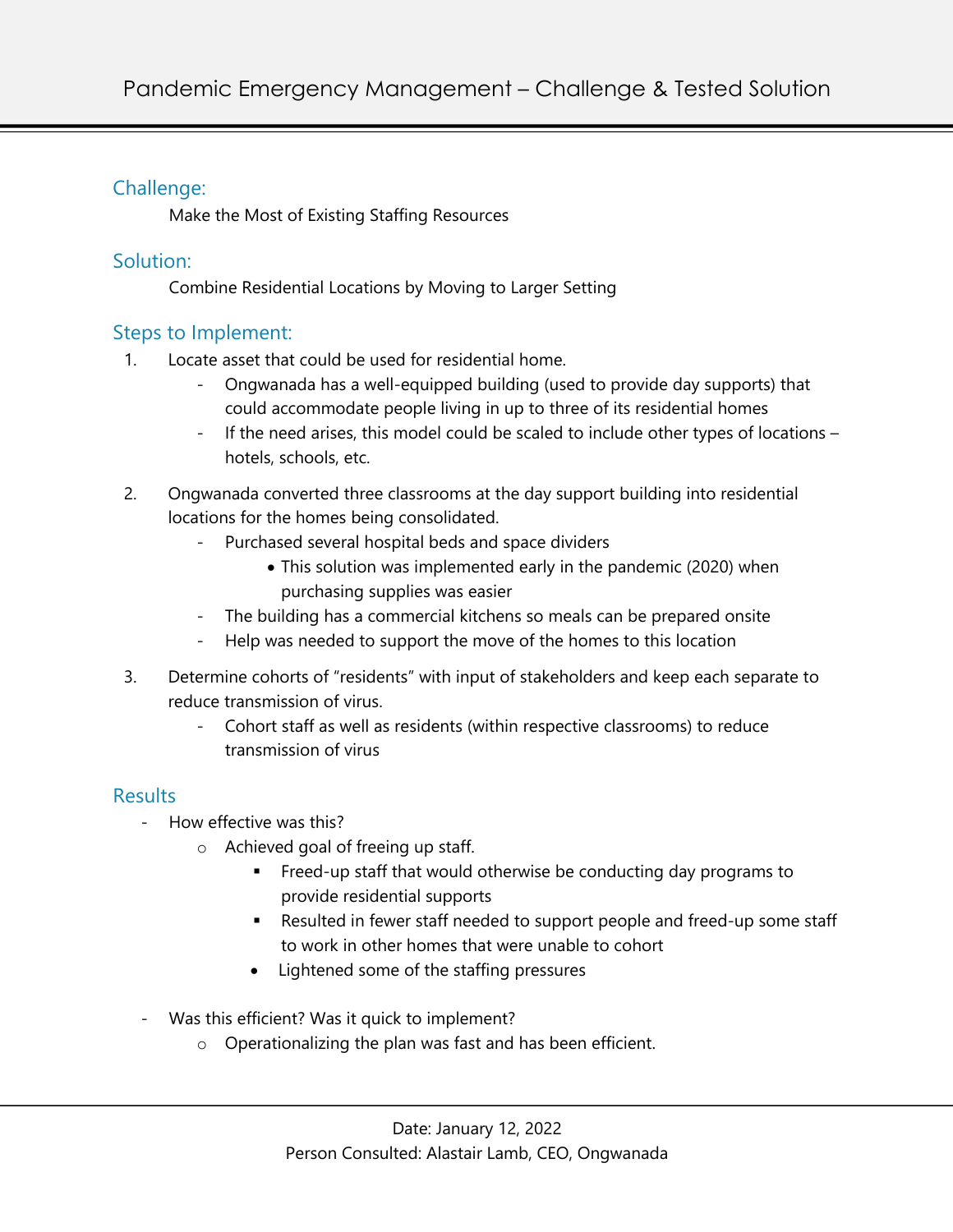# Pandemic Emergency Management – Challenge & Tested Solution

## Challenge:

Make the Most of Existing Staffing Resources

## Solution:

Combine Residential Locations by Moving to Larger Setting

## Steps to Implement:

1. Locate asset that could be used for residential home.
   - Ongwanada has a well-equipped building (used to provide day supports) that could accommodate people living in up to three of its residential homes
   - If the need arises, this model could be scaled to include other types of locations – hotels, schools, etc.

2. Ongwanada converted three classrooms at the day support building into residential locations for the homes being consolidated.
   - Purchased several hospital beds and space dividers
     - This solution was implemented early in the pandemic (2020) when purchasing supplies was easier
   - The building has a commercial kitchens so meals can be prepared onsite
   - Help was needed to support the move of the homes to this location

3. Determine cohorts of "residents" with input of stakeholders and keep each separate to reduce transmission of virus.
   - Cohort staff as well as residents (within respective classrooms) to reduce transmission of virus

## Results

- How effective was this?
  - Achieved goal of freeing up staff.
    - Freed-up staff that would otherwise be conducting day programs to provide residential supports
    - Resulted in fewer staff needed to support people and freed-up some staff to work in other homes that were unable to cohort
    - Lightened some of the staffing pressures

- Was this efficient? Was it quick to implement?
  - Operationalizing the plan was fast and has been efficient.

Date: January 12, 2022
Person Consulted: Alastair Lamb, CEO, Ongwanada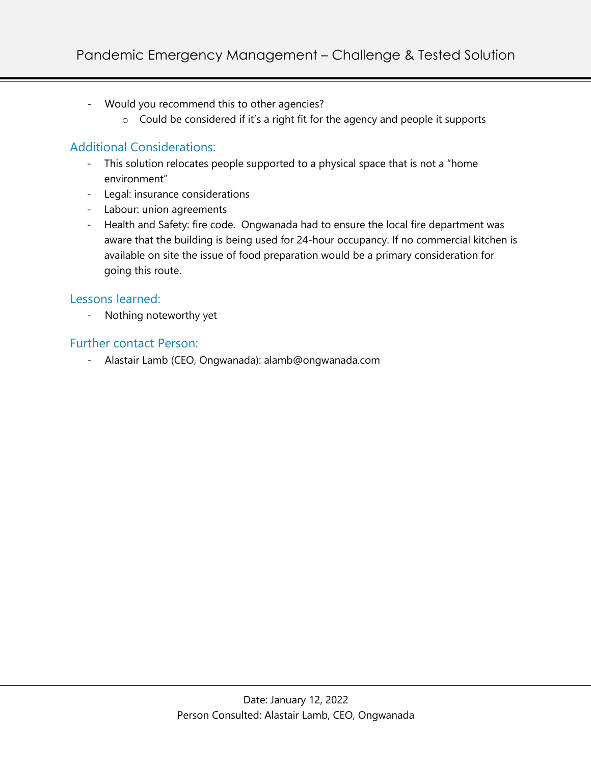- Would you recommend this to other agencies?
  - Could be considered if it's a right fit for the agency and people it supports

## Additional Considerations:

- This solution relocates people supported to a physical space that is not a "home environment"
- Legal: insurance considerations
- Labour: union agreements
- Health and Safety: fire code. Ongwanada had to ensure the local fire department was aware that the building is being used for 24-hour occupancy. If no commercial kitchen is available on site the issue of food preparation would be a primary consideration for going this route.

## Lessons learned:

- Nothing noteworthy yet

## Further contact Person:

- Alastair Lamb (CEO, Ongwanada): alamb@ongwanada.com

Date: January 12, 2022
Person Consulted: Alastair Lamb, CEO, Ongwanada